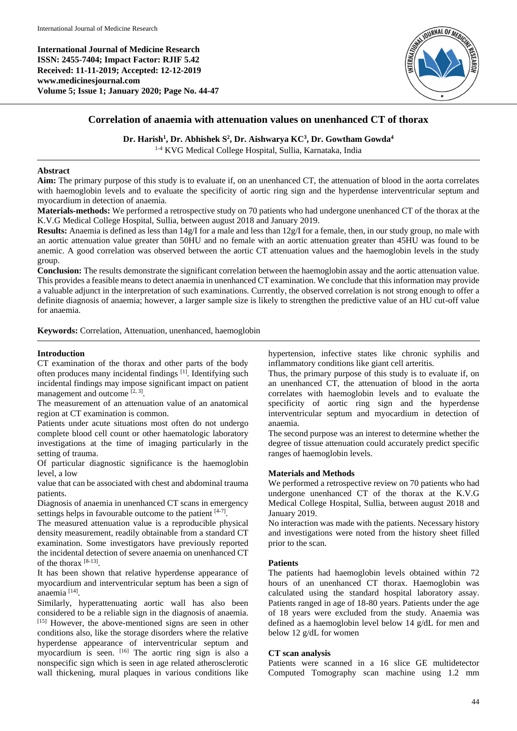**International Journal of Medicine Research**
**ISSN: 2455-7404; Impact Factor: RJIF 5.42**
**Received: 11-11-2019; Accepted: 12-12-2019**
**www.medicinesjournal.com**
**Volume 5; Issue 1; January 2020; Page No. 44-47**

# Correlation of anaemia with attenuation values on unenhanced CT of thorax

**Dr. Harish[1], Dr. Abhishek S[2], Dr. Aishwarya KC[3], Dr. Gowtham Gowda[4]**

[1-4] KVG Medical College Hospital, Sullia, Karnataka, India

## Abstract

**Aim:** The primary purpose of this study is to evaluate if, on an unenhanced CT, the attenuation of blood in the aorta correlates with haemoglobin levels and to evaluate the specificity of aortic ring sign and the hyperdense interventricular septum and myocardium in detection of anaemia.

**Materials-methods:** We performed a retrospective study on 70 patients who had undergone unenhanced CT of the thorax at the K.V.G Medical College Hospital, Sullia, between august 2018 and January 2019.

**Results:** Anaemia is defined as less than 14g/I for a male and less than 12g/I for a female, then, in our study group, no male with an aortic attenuation value greater than 50HU and no female with an aortic attenuation greater than 45HU was found to be anemic. A good correlation was observed between the aortic CT attenuation values and the haemoglobin levels in the study group.

**Conclusion:** The results demonstrate the significant correlation between the haemoglobin assay and the aortic attenuation value. This provides a feasible means to detect anaemia in unenhanced CT examination. We conclude that this information may provide a valuable adjunct in the interpretation of such examinations. Currently, the observed correlation is not strong enough to offer a definite diagnosis of anaemia; however, a larger sample size is likely to strengthen the predictive value of an HU cut-off value for anaemia.

**Keywords:** Correlation, Attenuation, unenhanced, haemoglobin

## Introduction

CT examination of the thorax and other parts of the body often produces many incidental findings [1]. Identifying such incidental findings may impose significant impact on patient management and outcome [2, 3].

The measurement of an attenuation value of an anatomical region at CT examination is common.

Patients under acute situations most often do not undergo complete blood cell count or other haematologic laboratory investigations at the time of imaging particularly in the setting of trauma.

Of particular diagnostic significance is the haemoglobin level, a low

value that can be associated with chest and abdominal trauma patients.

Diagnosis of anaemia in unenhanced CT scans in emergency settings helps in favourable outcome to the patient [4-7].

The measured attenuation value is a reproducible physical density measurement, readily obtainable from a standard CT examination. Some investigators have previously reported the incidental detection of severe anaemia on unenhanced CT of the thorax [8-13].

It has been shown that relative hyperdense appearance of myocardium and interventricular septum has been a sign of anaemia [14].

Similarly, hyperattenuating aortic wall has also been considered to be a reliable sign in the diagnosis of anaemia. [15] However, the above-mentioned signs are seen in other conditions also, like the storage disorders where the relative hyperdense appearance of interventricular septum and myocardium is seen. [16] The aortic ring sign is also a nonspecific sign which is seen in age related atherosclerotic wall thickening, mural plaques in various conditions like hypertension, infective states like chronic syphilis and inflammatory conditions like giant cell arteritis.

Thus, the primary purpose of this study is to evaluate if, on an unenhanced CT, the attenuation of blood in the aorta correlates with haemoglobin levels and to evaluate the specificity of aortic ring sign and the hyperdense interventricular septum and myocardium in detection of anaemia.

The second purpose was an interest to determine whether the degree of tissue attenuation could accurately predict specific ranges of haemoglobin levels.

## Materials and Methods

We performed a retrospective review on 70 patients who had undergone unenhanced CT of the thorax at the K.V.G Medical College Hospital, Sullia, between august 2018 and January 2019.

No interaction was made with the patients. Necessary history and investigations were noted from the history sheet filled prior to the scan.

### Patients

The patients had haemoglobin levels obtained within 72 hours of an unenhanced CT thorax. Haemoglobin was calculated using the standard hospital laboratory assay. Patients ranged in age of 18-80 years. Patients under the age of 18 years were excluded from the study. Anaemia was defined as a haemoglobin level below 14 g/dL for men and below 12 g/dL for women

### CT scan analysis

Patients were scanned in a 16 slice GE multidetector Computed Tomography scan machine using 1.2 mm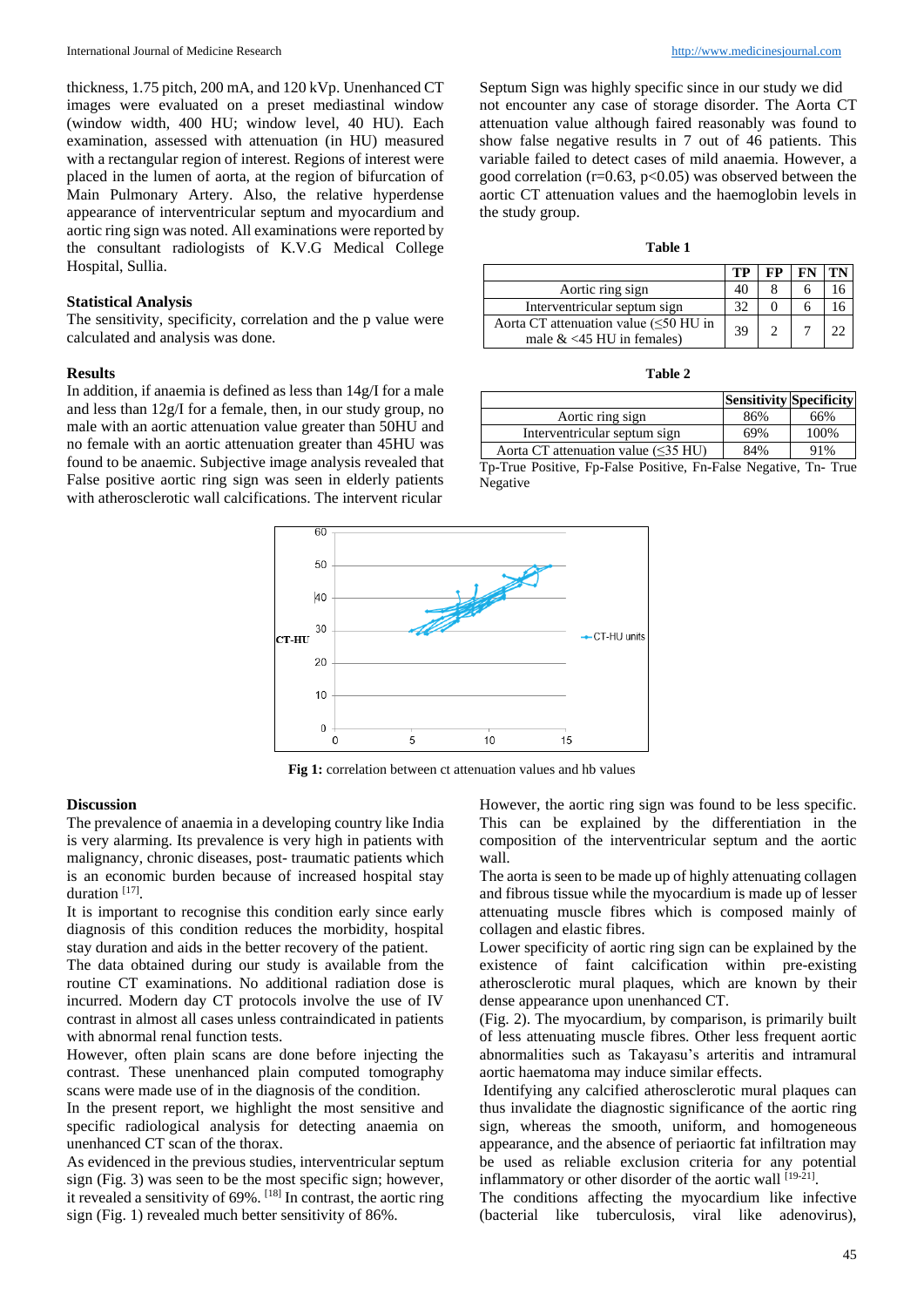thickness, 1.75 pitch, 200 mA, and 120 kVp. Unenhanced CT images were evaluated on a preset mediastinal window (window width, 400 HU; window level, 40 HU). Each examination, assessed with attenuation (in HU) measured with a rectangular region of interest. Regions of interest were placed in the lumen of aorta, at the region of bifurcation of Main Pulmonary Artery. Also, the relative hyperdense appearance of interventricular septum and myocardium and aortic ring sign was noted. All examinations were reported by the consultant radiologists of K.V.G Medical College Hospital, Sullia.

### Statistical Analysis

The sensitivity, specificity, correlation and the p value were calculated and analysis was done.

### Results

In addition, if anaemia is defined as less than 14g/l for a male and less than 12g/l for a female, then, in our study group, no male with an aortic attenuation value greater than 50HU and no female with an aortic attenuation greater than 45HU was found to be anaemic. Subjective image analysis revealed that False positive aortic ring sign was seen in elderly patients with atherosclerotic wall calcifications. The intervent ricular Septum Sign was highly specific since in our study we did not encounter any case of storage disorder. The Aorta CT attenuation value although faired reasonably was found to show false negative results in 7 out of 46 patients. This variable failed to detect cases of mild anaemia. However, a good correlation ($r=0.63$, $p<0.05$) was observed between the aortic CT attenuation values and the haemoglobin levels in the study group.

**Table 1**

| | TP | FP | FN | TN |
|---|---|---|---|---|
| Aortic ring sign | 40 | 8 | 6 | 16 |
| Interventricular septum sign | 32 | 0 | 6 | 16 |
| Aorta CT attenuation value (≤50 HU in male & <45 HU in females) | 39 | 2 | 7 | 22 |

**Table 2**

| | Sensitivity | Specificity |
|---|---|---|
| Aortic ring sign | 86% | 66% |
| Interventricular septum sign | 69% | 100% |
| Aorta CT attenuation value (≤35 HU) | 84% | 91% |

Tp-True Positive, Fp-False Positive, Fn-False Negative, Tn- True Negative

**Fig 1:** correlation between ct attenuation values and hb values

### Discussion

The prevalence of anaemia in a developing country like India is very alarming. Its prevalence is very high in patients with malignancy, chronic diseases, post- traumatic patients which is an economic burden because of increased hospital stay duration [17].

It is important to recognise this condition early since early diagnosis of this condition reduces the morbidity, hospital stay duration and aids in the better recovery of the patient.

The data obtained during our study is available from the routine CT examinations. No additional radiation dose is incurred. Modern day CT protocols involve the use of IV contrast in almost all cases unless contraindicated in patients with abnormal renal function tests.

However, often plain scans are done before injecting the contrast. These unenhanced plain computed tomography scans were made use of in the diagnosis of the condition.

In the present report, we highlight the most sensitive and specific radiological analysis for detecting anaemia on unenhanced CT scan of the thorax.

As evidenced in the previous studies, interventricular septum sign (Fig. 3) was seen to be the most specific sign; however, it revealed a sensitivity of 69%. [18] In contrast, the aortic ring sign (Fig. 1) revealed much better sensitivity of 86%.

However, the aortic ring sign was found to be less specific. This can be explained by the differentiation in the composition of the interventricular septum and the aortic wall.

The aorta is seen to be made up of highly attenuating collagen and fibrous tissue while the myocardium is made up of lesser attenuating muscle fibres which is composed mainly of collagen and elastic fibres.

Lower specificity of aortic ring sign can be explained by the existence of faint calcification within pre-existing atherosclerotic mural plaques, which are known by their dense appearance upon unenhanced CT.

(Fig. 2). The myocardium, by comparison, is primarily built of less attenuating muscle fibres. Other less frequent aortic abnormalities such as Takayasu's arteritis and intramural aortic haematoma may induce similar effects.

Identifying any calcified atherosclerotic mural plaques can thus invalidate the diagnostic significance of the aortic ring sign, whereas the smooth, uniform, and homogeneous appearance, and the absence of periaortic fat infiltration may be used as reliable exclusion criteria for any potential inflammatory or other disorder of the aortic wall [19-21].

The conditions affecting the myocardium like infective (bacterial like tuberculosis, viral like adenovirus),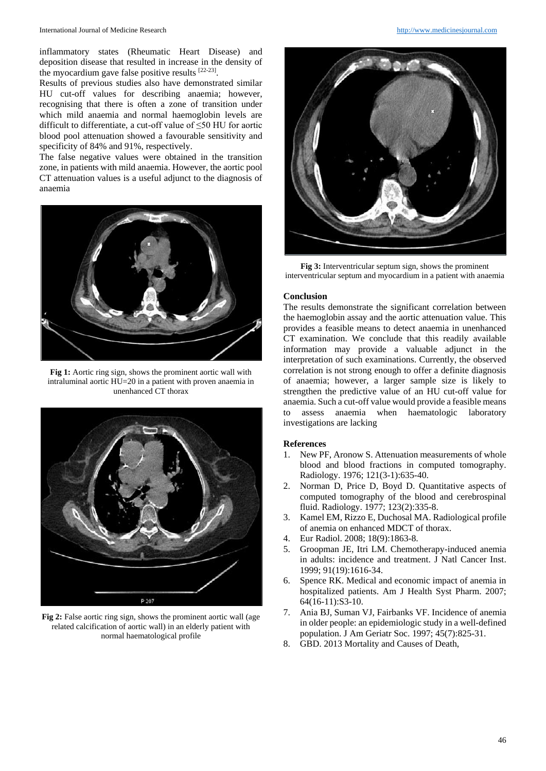inflammatory states (Rheumatic Heart Disease) and deposition disease that resulted in increase in the density of the myocardium gave false positive results [22-23].

Results of previous studies also have demonstrated similar HU cut-off values for describing anaemia; however, recognising that there is often a zone of transition under which mild anaemia and normal haemoglobin levels are difficult to differentiate, a cut-off value of ≤50 HU for aortic blood pool attenuation showed a favourable sensitivity and specificity of 84% and 91%, respectively.

The false negative values were obtained in the transition zone, in patients with mild anaemia. However, the aortic pool CT attenuation values is a useful adjunct to the diagnosis of anaemia

**Fig 1:** Aortic ring sign, shows the prominent aortic wall with intraluminal aortic HU=20 in a patient with proven anaemia in unenhanced CT thorax

**Fig 2:** False aortic ring sign, shows the prominent aortic wall (age related calcification of aortic wall) in an elderly patient with normal haematological profile

**Fig 3:** Interventricular septum sign, shows the prominent interventricular septum and myocardium in a patient with anaemia

## Conclusion

The results demonstrate the significant correlation between the haemoglobin assay and the aortic attenuation value. This provides a feasible means to detect anaemia in unenhanced CT examination. We conclude that this readily available information may provide a valuable adjunct in the interpretation of such examinations. Currently, the observed correlation is not strong enough to offer a definite diagnosis of anaemia; however, a larger sample size is likely to strengthen the predictive value of an HU cut-off value for anaemia. Such a cut-off value would provide a feasible means to assess anaemia when haematologic laboratory investigations are lacking

## References

1. New PF, Aronow S. Attenuation measurements of whole blood and blood fractions in computed tomography. Radiology. 1976; 121(3-1):635-40.
2. Norman D, Price D, Boyd D. Quantitative aspects of computed tomography of the blood and cerebrospinal fluid. Radiology. 1977; 123(2):335-8.
3. Kamel EM, Rizzo E, Duchosal MA. Radiological profile of anemia on enhanced MDCT of thorax.
4. Eur Radiol. 2008; 18(9):1863-8.
5. Groopman JE, Itri LM. Chemotherapy-induced anemia in adults: incidence and treatment. J Natl Cancer Inst. 1999; 91(19):1616-34.
6. Spence RK. Medical and economic impact of anemia in hospitalized patients. Am J Health Syst Pharm. 2007; 64(16-11):S3-10.
7. Ania BJ, Suman VJ, Fairbanks VF. Incidence of anemia in older people: an epidemiologic study in a well-defined population. J Am Geriatr Soc. 1997; 45(7):825-31.
8. GBD. 2013 Mortality and Causes of Death,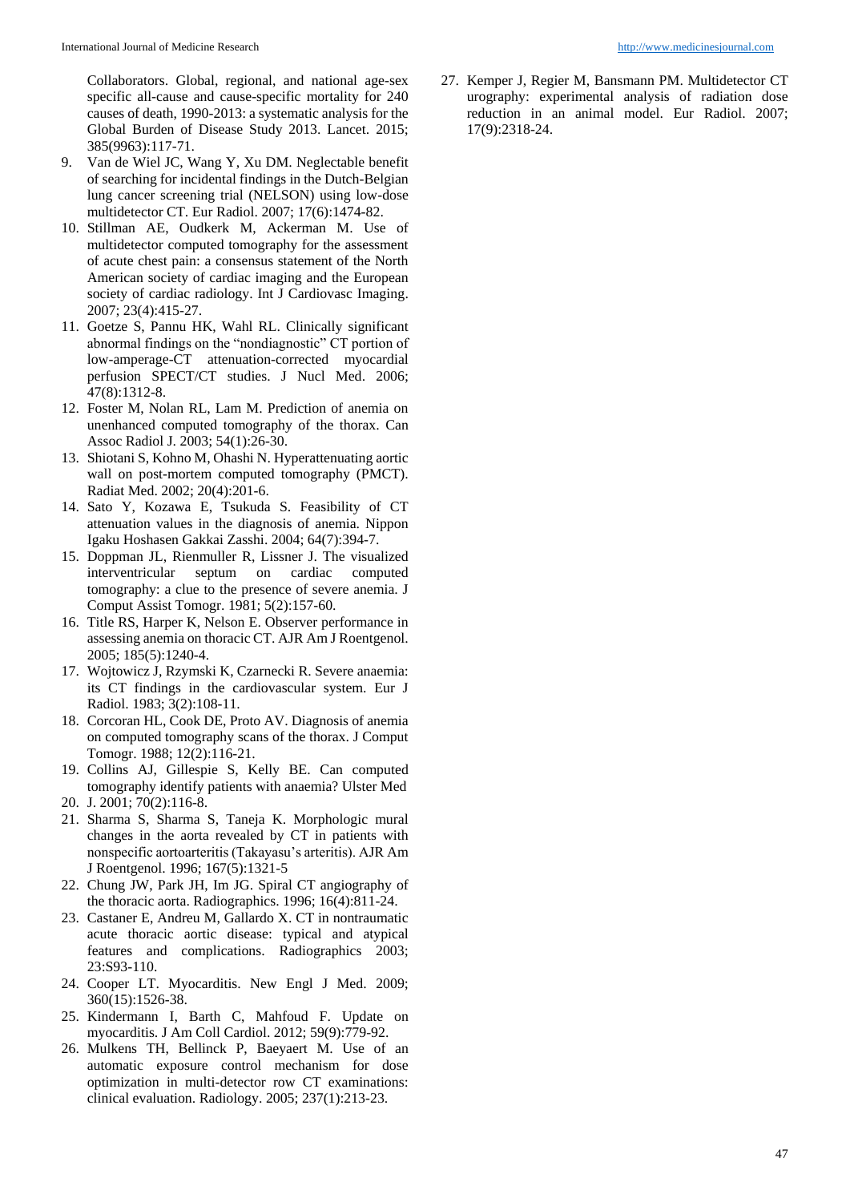Collaborators. Global, regional, and national age-sex specific all-cause and cause-specific mortality for 240 causes of death, 1990-2013: a systematic analysis for the Global Burden of Disease Study 2013. Lancet. 2015; 385(9963):117-71.

9. Van de Wiel JC, Wang Y, Xu DM. Neglectable benefit of searching for incidental findings in the Dutch-Belgian lung cancer screening trial (NELSON) using low-dose multidetector CT. Eur Radiol. 2007; 17(6):1474-82.
10. Stillman AE, Oudkerk M, Ackerman M. Use of multidetector computed tomography for the assessment of acute chest pain: a consensus statement of the North American society of cardiac imaging and the European society of cardiac radiology. Int J Cardiovasc Imaging. 2007; 23(4):415-27.
11. Goetze S, Pannu HK, Wahl RL. Clinically significant abnormal findings on the "nondiagnostic" CT portion of low-amperage-CT attenuation-corrected myocardial perfusion SPECT/CT studies. J Nucl Med. 2006; 47(8):1312-8.
12. Foster M, Nolan RL, Lam M. Prediction of anemia on unenhanced computed tomography of the thorax. Can Assoc Radiol J. 2003; 54(1):26-30.
13. Shiotani S, Kohno M, Ohashi N. Hyperattenuating aortic wall on post-mortem computed tomography (PMCT). Radiat Med. 2002; 20(4):201-6.
14. Sato Y, Kozawa E, Tsukuda S. Feasibility of CT attenuation values in the diagnosis of anemia. Nippon Igaku Hoshasen Gakkai Zasshi. 2004; 64(7):394-7.
15. Doppman JL, Rienmuller R, Lissner J. The visualized interventricular septum on cardiac computed tomography: a clue to the presence of severe anemia. J Comput Assist Tomogr. 1981; 5(2):157-60.
16. Title RS, Harper K, Nelson E. Observer performance in assessing anemia on thoracic CT. AJR Am J Roentgenol. 2005; 185(5):1240-4.
17. Wojtowicz J, Rzymski K, Czarnecki R. Severe anaemia: its CT findings in the cardiovascular system. Eur J Radiol. 1983; 3(2):108-11.
18. Corcoran HL, Cook DE, Proto AV. Diagnosis of anemia on computed tomography scans of the thorax. J Comput Tomogr. 1988; 12(2):116-21.
19. Collins AJ, Gillespie S, Kelly BE. Can computed tomography identify patients with anaemia? Ulster Med
20. J. 2001; 70(2):116-8.
21. Sharma S, Sharma S, Taneja K. Morphologic mural changes in the aorta revealed by CT in patients with nonspecific aortoarteritis (Takayasu's arteritis). AJR Am J Roentgenol. 1996; 167(5):1321-5
22. Chung JW, Park JH, Im JG. Spiral CT angiography of the thoracic aorta. Radiographics. 1996; 16(4):811-24.
23. Castaner E, Andreu M, Gallardo X. CT in nontraumatic acute thoracic aortic disease: typical and atypical features and complications. Radiographics 2003; 23:S93-110.
24. Cooper LT. Myocarditis. New Engl J Med. 2009; 360(15):1526-38.
25. Kindermann I, Barth C, Mahfoud F. Update on myocarditis. J Am Coll Cardiol. 2012; 59(9):779-92.
26. Mulkens TH, Bellinck P, Baeyaert M. Use of an automatic exposure control mechanism for dose optimization in multi-detector row CT examinations: clinical evaluation. Radiology. 2005; 237(1):213-23.
27. Kemper J, Regier M, Bansmann PM. Multidetector CT urography: experimental analysis of radiation dose reduction in an animal model. Eur Radiol. 2007; 17(9):2318-24.